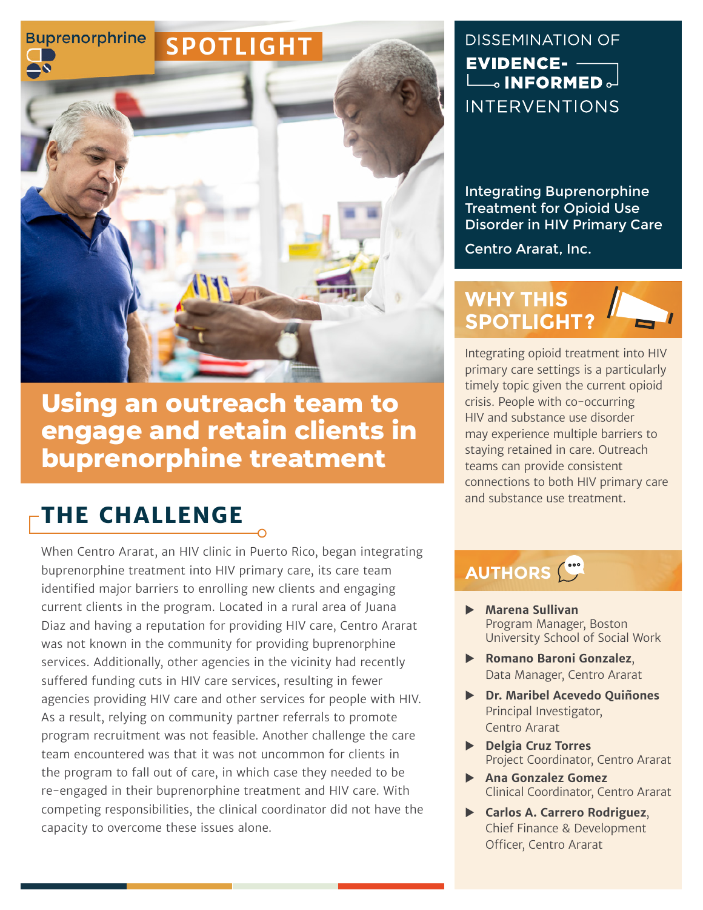Buprenorphine **SPOTLIGHT**

# Using an outreach team to engage and retain clients in buprenorphine treatment

DISSEMINATION OF **EVIDENCE-INFORMED** INTERVENTIONS

Integrating Buprenorphine Treatment for Opioid Use Disorder in HIV Primary Care

Centro Ararat, Inc.

## THE CHALLENGE

When Centro Ararat, an HIV clinic in Puerto Rico, began integrating buprenorphine treatment into HIV primary care, its care team identified major barriers to enrolling new clients and engaging current clients in the program. Located in a rural area of Juana Diaz and having a reputation for providing HIV care, Centro Ararat was not known in the community for providing buprenorphine services. Additionally, other agencies in the vicinity had recently suffered funding cuts in HIV care services, resulting in fewer agencies providing HIV care and other services for people with HIV. As a result, relying on community partner referrals to promote program recruitment was not feasible. Another challenge the care team encountered was that it was not uncommon for clients in the program to fall out of care, in which case they needed to be re-engaged in their buprenorphine treatment and HIV care. With competing responsibilities, the clinical coordinator did not have the capacity to overcome these issues alone.

## WHY THIS SPOTLIGHT?

Integrating opioid treatment into HIV primary care settings is a particularly timely topic given the current opioid crisis. People with co-occurring HIV and substance use disorder may experience multiple barriers to staying retained in care. Outreach teams can provide consistent connections to both HIV primary care and substance use treatment.

## AUTHORS

- **Marena Sullivan**
  Program Manager, Boston University School of Social Work
- **Romano Baroni Gonzalez**,
  Data Manager, Centro Ararat
- **Dr. Maribel Acevedo Quiñones**
  Principal Investigator, Centro Ararat
- **Delgia Cruz Torres**
  Project Coordinator, Centro Ararat
- **Ana Gonzalez Gomez**
  Clinical Coordinator, Centro Ararat
- **Carlos A. Carrero Rodriguez**,
  Chief Finance & Development Officer, Centro Ararat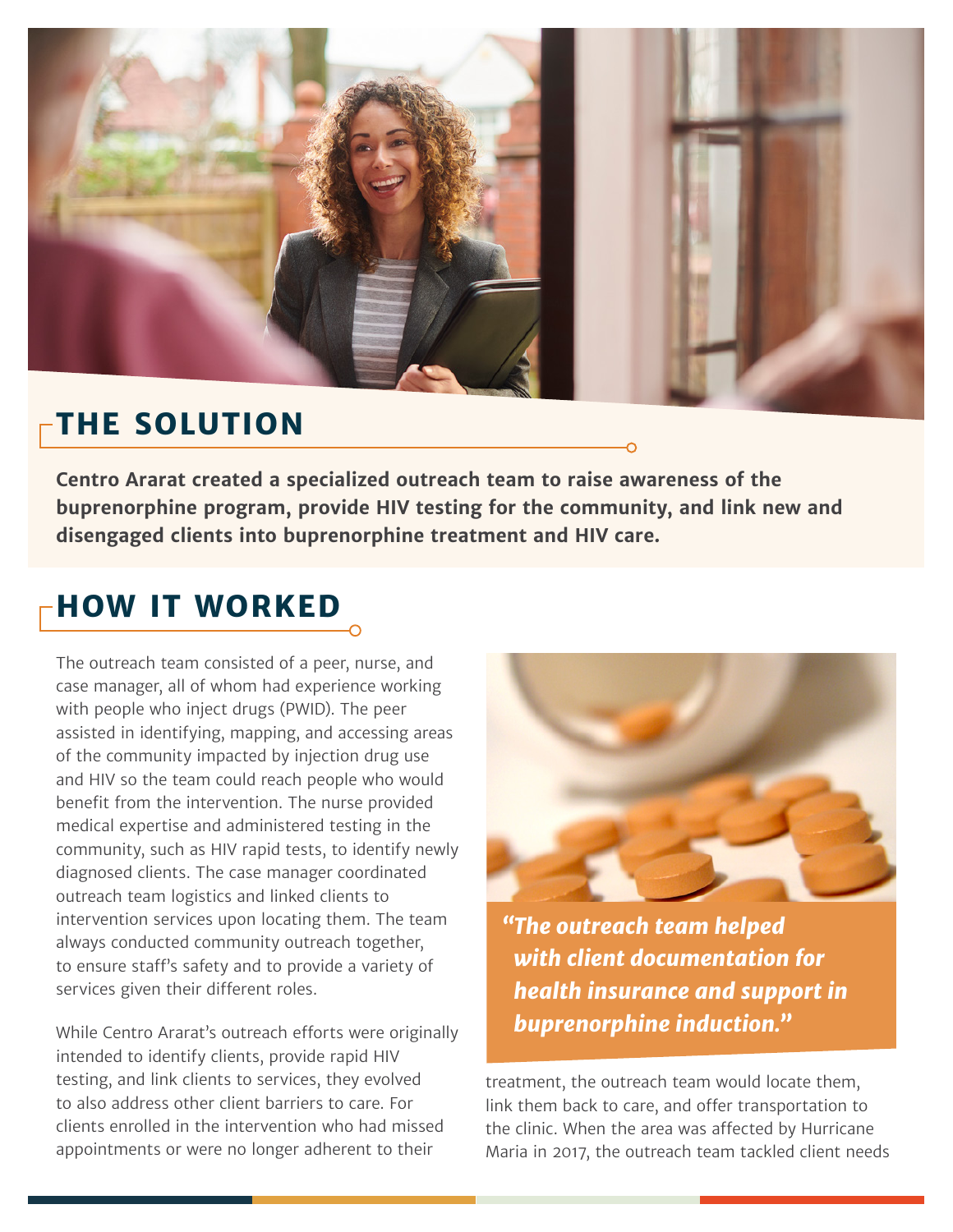## THE SOLUTION

**Centro Ararat created a specialized outreach team to raise awareness of the buprenorphine program, provide HIV testing for the community, and link new and disengaged clients into buprenorphine treatment and HIV care.**

## HOW IT WORKED

The outreach team consisted of a peer, nurse, and case manager, all of whom had experience working with people who inject drugs (PWID). The peer assisted in identifying, mapping, and accessing areas of the community impacted by injection drug use and HIV so the team could reach people who would benefit from the intervention. The nurse provided medical expertise and administered testing in the community, such as HIV rapid tests, to identify newly diagnosed clients. The case manager coordinated outreach team logistics and linked clients to intervention services upon locating them. The team always conducted community outreach together, to ensure staff's safety and to provide a variety of services given their different roles.

While Centro Ararat's outreach efforts were originally intended to identify clients, provide rapid HIV testing, and link clients to services, they evolved to also address other client barriers to care. For clients enrolled in the intervention who had missed appointments or were no longer adherent to their treatment, the outreach team would locate them, link them back to care, and offer transportation to the clinic. When the area was affected by Hurricane Maria in 2017, the outreach team tackled client needs

> ***"The outreach team helped with client documentation for health insurance and support in buprenorphine induction."***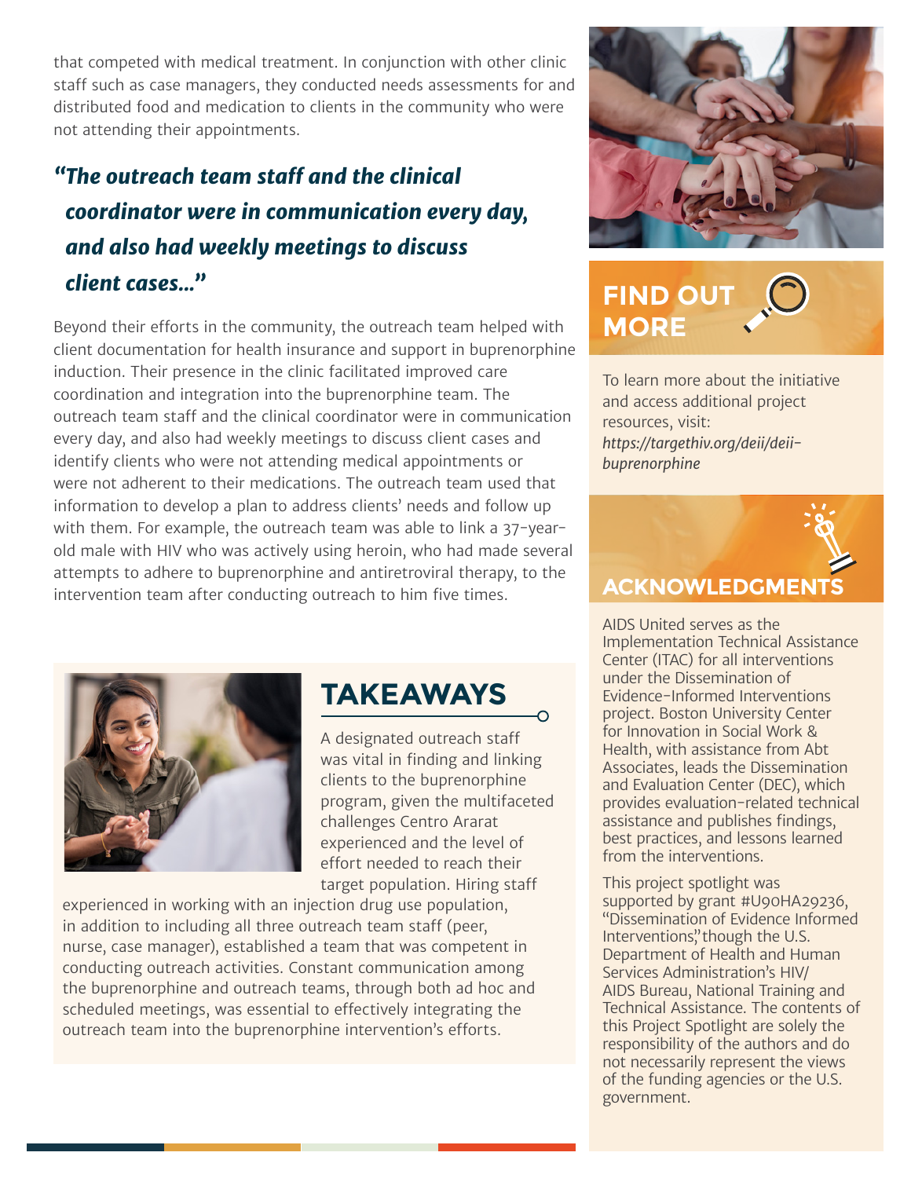that competed with medical treatment. In conjunction with other clinic staff such as case managers, they conducted needs assessments for and distributed food and medication to clients in the community who were not attending their appointments.

> ***"The outreach team staff and the clinical coordinator were in communication every day, and also had weekly meetings to discuss client cases..."***

Beyond their efforts in the community, the outreach team helped with client documentation for health insurance and support in buprenorphine induction. Their presence in the clinic facilitated improved care coordination and integration into the buprenorphine team. The outreach team staff and the clinical coordinator were in communication every day, and also had weekly meetings to discuss client cases and identify clients who were not attending medical appointments or were not adherent to their medications. The outreach team used that information to develop a plan to address clients' needs and follow up with them. For example, the outreach team was able to link a 37-year-old male with HIV who was actively using heroin, who had made several attempts to adhere to buprenorphine and antiretroviral therapy, to the intervention team after conducting outreach to him five times.

## TAKEAWAYS

A designated outreach staff was vital in finding and linking clients to the buprenorphine program, given the multifaceted challenges Centro Ararat experienced and the level of effort needed to reach their target population. Hiring staff experienced in working with an injection drug use population, in addition to including all three outreach team staff (peer, nurse, case manager), established a team that was competent in conducting outreach activities. Constant communication among the buprenorphine and outreach teams, through both ad hoc and scheduled meetings, was essential to effectively integrating the outreach team into the buprenorphine intervention's efforts.

## FIND OUT MORE

To learn more about the initiative and access additional project resources, visit: *https://targethiv.org/deii/deii-buprenorphine*

## ACKNOWLEDGMENTS

AIDS United serves as the Implementation Technical Assistance Center (ITAC) for all interventions under the Dissemination of Evidence-Informed Interventions project. Boston University Center for Innovation in Social Work & Health, with assistance from Abt Associates, leads the Dissemination and Evaluation Center (DEC), which provides evaluation-related technical assistance and publishes findings, best practices, and lessons learned from the interventions.

This project spotlight was supported by grant #U90HA29236, "Dissemination of Evidence Informed Interventions," though the U.S. Department of Health and Human Services Administration's HIV/AIDS Bureau, National Training and Technical Assistance. The contents of this Project Spotlight are solely the responsibility of the authors and do not necessarily represent the views of the funding agencies or the U.S. government.